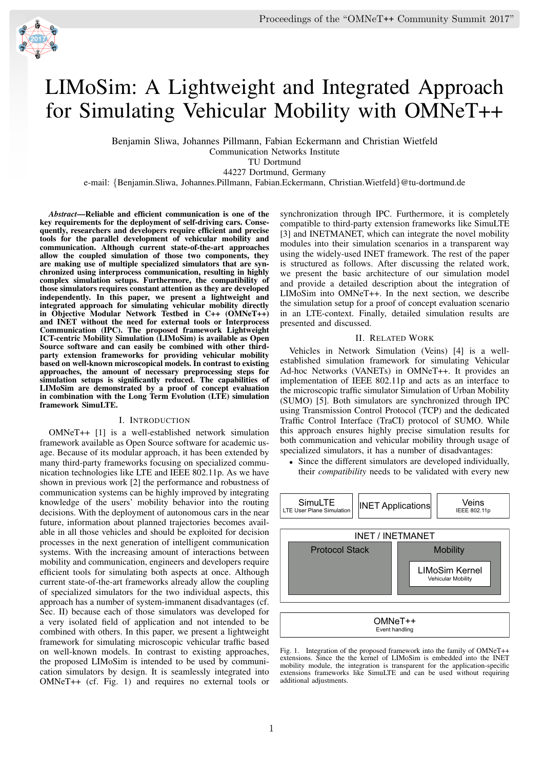# LIMoSim: A Lightweight and Integrated Approach for Simulating Vehicular Mobility with OMNeT++

Benjamin Sliwa, Johannes Pillmann, Fabian Eckermann and Christian Wietfeld
Communication Networks Institute
TU Dortmund
44227 Dortmund, Germany
e-mail: {Benjamin.Sliwa, Johannes.Pillmann, Fabian.Eckermann, Christian.Wietfeld}@tu-dortmund.de

***Abstract*—Reliable and efficient communication is one of the key requirements for the deployment of self-driving cars. Consequently, researchers and developers require efficient and precise tools for the parallel development of vehicular mobility and communication. Although current state-of-the-art approaches allow the coupled simulation of those two components, they are making use of multiple specialized simulators that are synchronized using interprocess communication, resulting in highly complex simulation setups. Furthermore, the compatibility of those simulators requires constant attention as they are developed independently. In this paper, we present a lightweight and integrated approach for simulating vehicular mobility directly in Objective Modular Network Testbed in C++ (OMNeT++) and INET without the need for external tools or Interprocess Communication (IPC). The proposed framework Lightweight ICT-centric Mobility Simulation (LIMoSim) is available as Open Source software and can easily be combined with other third-party extension frameworks for providing vehicular mobility based on well-known microscopical models. In contrast to existing approaches, the amount of necessary preprocessing steps for simulation setups is significantly reduced. The capabilities of LIMoSim are demonstrated by a proof of concept evaluation in combination with the Long Term Evolution (LTE) simulation framework SimuLTE.**

## I. Introduction

OMNeT++ [1] is a well-established network simulation framework available as Open Source software for academic usage. Because of its modular approach, it has been extended by many third-party frameworks focusing on specialized communication technologies like LTE and IEEE 802.11p. As we have shown in previous work [2] the performance and robustness of communication systems can be highly improved by integrating knowledge of the users' mobility behavior into the routing decisions. With the deployment of autonomous cars in the near future, information about planned trajectories becomes available in all those vehicles and should be exploited for decision processes in the next generation of intelligent communication systems. With the increasing amount of interactions between mobility and communication, engineers and developers require efficient tools for simulating both aspects at once. Although current state-of-the-art frameworks already allow the coupling of specialized simulators for the two individual aspects, this approach has a number of system-immanent disadvantages (cf. Sec. II) because each of those simulators was developed for a very isolated field of application and not intended to be combined with others. In this paper, we present a lightweight framework for simulating microscopic vehicular traffic based on well-known models. In contrast to existing approaches, the proposed LIMoSim is intended to be used by communication simulators by design. It is seamlessly integrated into OMNeT++ (cf. Fig. 1) and requires no external tools or synchronization through IPC. Furthermore, it is completely compatible to third-party extension frameworks like SimuLTE [3] and INETMANET, which can integrate the novel mobility modules into their simulation scenarios in a transparent way using the widely-used INET framework. The rest of the paper is structured as follows. After discussing the related work, we present the basic architecture of our simulation model and provide a detailed description about the integration of LIMoSim into OMNeT++. In the next section, we describe the simulation setup for a proof of concept evaluation scenario in an LTE-context. Finally, detailed simulation results are presented and discussed.

## II. Related Work

Vehicles in Network Simulation (Veins) [4] is a well-established simulation framework for simulating Vehicular Ad-hoc Networks (VANETs) in OMNeT++. It provides an implementation of IEEE 802.11p and acts as an interface to the microscopic traffic simulator Simulation of Urban Mobility (SUMO) [5]. Both simulators are synchronized through IPC using Transmission Control Protocol (TCP) and the dedicated Traffic Control Interface (TraCI) protocol of SUMO. While this approach ensures highly precise simulation results for both communication and vehicular mobility through usage of specialized simulators, it has a number of disadvantages:

- Since the different simulators are developed individually, their *compatibility* needs to be validated with every new

Fig. 1. Integration of the proposed framework into the family of OMNeT++ extensions. Since the the kernel of LIMoSim is embedded into the INET mobility module, the integration is transparent for the application-specific extensions frameworks like SimuLTE and can be used without requiring additional adjustments.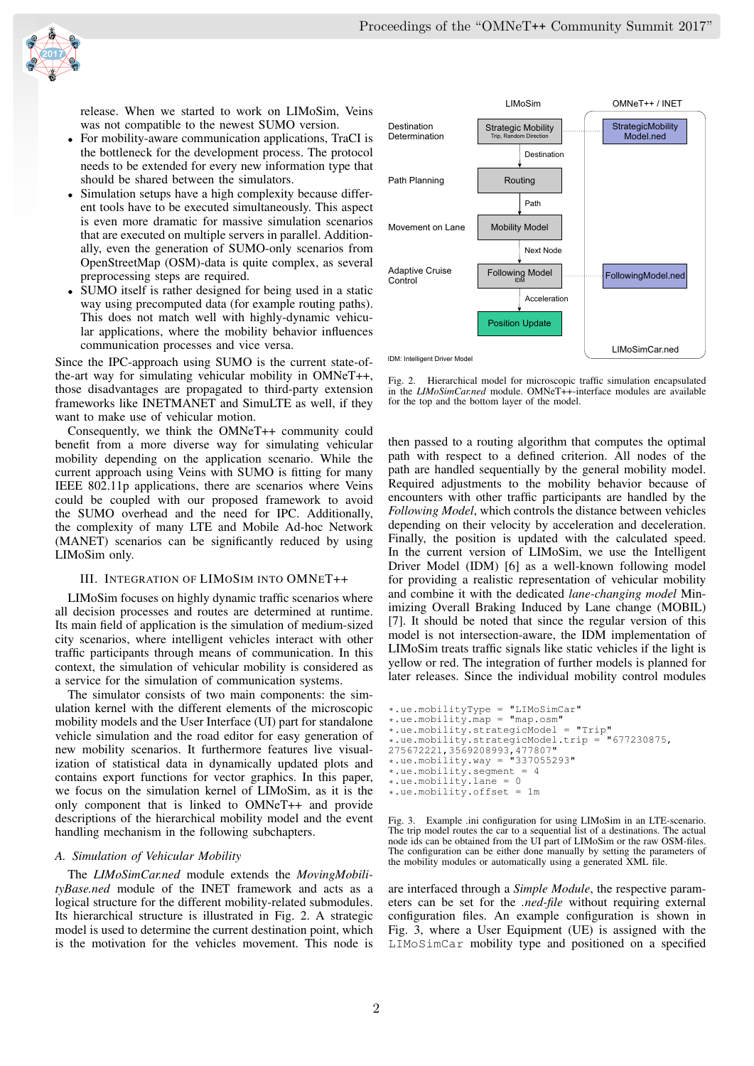release. When we started to work on LIMoSim, Veins was not compatible to the newest SUMO version.

- For mobility-aware communication applications, TraCI is the bottleneck for the development process. The protocol needs to be extended for every new information type that should be shared between the simulators.
- Simulation setups have a high complexity because different tools have to be executed simultaneously. This aspect is even more dramatic for massive simulation scenarios that are executed on multiple servers in parallel. Additionally, even the generation of SUMO-only scenarios from OpenStreetMap (OSM)-data is quite complex, as several preprocessing steps are required.
- SUMO itself is rather designed for being used in a static way using precomputed data (for example routing paths). This does not match well with highly-dynamic vehicular applications, where the mobility behavior influences communication processes and vice versa.

Since the IPC-approach using SUMO is the current state-of-the-art way for simulating vehicular mobility in OMNeT++, those disadvantages are propagated to third-party extension frameworks like INETMANET and SimuLTE as well, if they want to make use of vehicular motion.

Consequently, we think the OMNeT++ community could benefit from a more diverse way for simulating vehicular mobility depending on the application scenario. While the current approach using Veins with SUMO is fitting for many IEEE 802.11p applications, there are scenarios where Veins could be coupled with our proposed framework to avoid the SUMO overhead and the need for IPC. Additionally, the complexity of many LTE and Mobile Ad-hoc Network (MANET) scenarios can be significantly reduced by using LIMoSim only.

## III. Integration of LIMoSim into OMNeT++

LIMoSim focuses on highly dynamic traffic scenarios where all decision processes and routes are determined at runtime. Its main field of application is the simulation of medium-sized city scenarios, where intelligent vehicles interact with other traffic participants through means of communication. In this context, the simulation of vehicular mobility is considered as a service for the simulation of communication systems.

The simulator consists of two main components: the simulation kernel with the different elements of the microscopic mobility models and the User Interface (UI) part for standalone vehicle simulation and the road editor for easy generation of new mobility scenarios. It furthermore features live visualization of statistical data in dynamically updated plots and contains export functions for vector graphics. In this paper, we focus on the simulation kernel of LIMoSim, as it is the only component that is linked to OMNeT++ and provide descriptions of the hierarchical mobility model and the event handling mechanism in the following subchapters.

### A. Simulation of Vehicular Mobility

The *LIMoSimCar.ned* module extends the *MovingMobilityBase.ned* module of the INET framework and acts as a logical structure for the different mobility-related submodules. Its hierarchical structure is illustrated in Fig. 2. A strategic model is used to determine the current destination point, which is the motivation for the vehicles movement. This node is then passed to a routing algorithm that computes the optimal path with respect to a defined criterion. All nodes of the path are handled sequentially by the general mobility model. Required adjustments to the mobility behavior because of encounters with other traffic participants are handled by the *Following Model*, which controls the distance between vehicles depending on their velocity by acceleration and deceleration. Finally, the position is updated with the calculated speed. In the current version of LIMoSim, we use the Intelligent Driver Model (IDM) [6] as a well-known following model for providing a realistic representation of vehicular mobility and combine it with the dedicated *lane-changing model* Minimizing Overall Braking Induced by Lane change (MOBIL) [7]. It should be noted that since the regular version of this model is not intersection-aware, the IDM implementation of LIMoSim treats traffic signals like static vehicles if the light is yellow or red. The integration of further models is planned for later releases. Since the individual mobility control modules are interfaced through a *Simple Module*, the respective parameters can be set for the *.ned-file* without requiring external configuration files. An example configuration is shown in Fig. 3, where a User Equipment (UE) is assigned with the `LIMoSimCar` mobility type and positioned on a specified

Fig. 2. Hierarchical model for microscopic traffic simulation encapsulated in the *LIMoSimCar.ned* module. OMNeT++-interface modules are available for the top and the bottom layer of the model.

```
*.ue.mobilityType = "LIMoSimCar"
*.ue.mobility.map = "map.osm"
*.ue.mobility.strategicModel = "Trip"
*.ue.mobility.strategicModel.trip = "677230875,
275672221,3569208993,477807"
*.ue.mobility.way = "337055293"
*.ue.mobility.segment = 4
*.ue.mobility.lane = 0
*.ue.mobility.offset = 1m
```

Fig. 3. Example .ini configuration for using LIMoSim in an LTE-scenario. The trip model routes the car to a sequential list of a destinations. The actual node ids can be obtained from the UI part of LIMoSim or the raw OSM-files. The configuration can be either done manually by setting the parameters of the mobility modules or automatically using a generated XML file.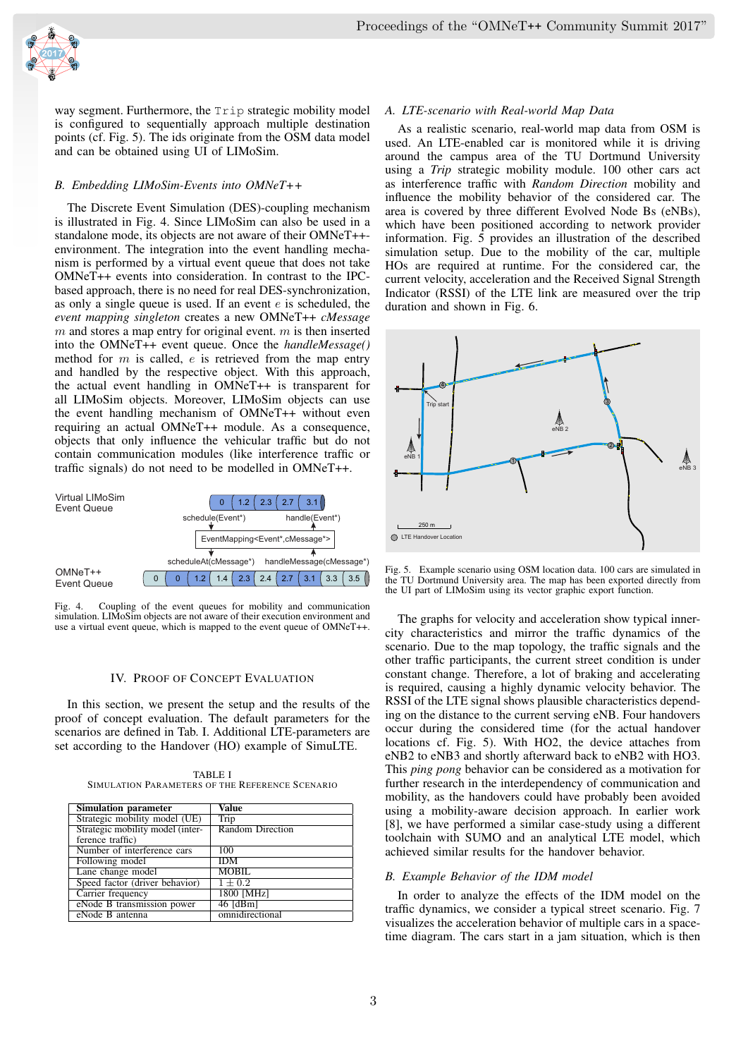way segment. Furthermore, the `Trip` strategic mobility model is configured to sequentially approach multiple destination points (cf. Fig. 5). The ids originate from the OSM data model and can be obtained using UI of LIMoSim.

### B. Embedding LIMoSim-Events into OMNeT++

The Discrete Event Simulation (DES)-coupling mechanism is illustrated in Fig. 4. Since LIMoSim can also be used in a standalone mode, its objects are not aware of their OMNeT++-environment. The integration into the event handling mechanism is performed by a virtual event queue that does not take OMNeT++ events into consideration. In contrast to the IPC-based approach, there is no need for real DES-synchronization, as only a single queue is used. If an event $e$ is scheduled, the *event mapping singleton* creates a new OMNeT++ *cMessage* $m$ and stores a map entry for original event. $m$ is then inserted into the OMNeT++ event queue. Once the *handleMessage()* method for $m$ is called, $e$ is retrieved from the map entry and handled by the respective object. With this approach, the actual event handling in OMNeT++ is transparent for all LIMoSim objects. Moreover, LIMoSim objects can use the event handling mechanism of OMNeT++ without even requiring an actual OMNeT++ module. As a consequence, objects that only influence the vehicular traffic but do not contain communication modules (like interference traffic or traffic signals) do not need to be modelled in OMNeT++.

Fig. 4. Coupling of the event queues for mobility and communication simulation. LIMoSim objects are not aware of their execution environment and use a virtual event queue, which is mapped to the event queue of OMNeT++.

## IV. Proof of Concept Evaluation

In this section, we present the setup and the results of the proof of concept evaluation. The default parameters for the scenarios are defined in Tab. I. Additional LTE-parameters are set according to the Handover (HO) example of SimuLTE.

TABLE I
SIMULATION PARAMETERS OF THE REFERENCE SCENARIO

| Simulation parameter | Value |
|---|---|
| Strategic mobility model (UE) | Trip |
| Strategic mobility model (interference traffic) | Random Direction |
| Number of interference cars | 100 |
| Following model | IDM |
| Lane change model | MOBIL |
| Speed factor (driver behavior) | $1 \pm 0.2$ |
| Carrier frequency | 1800 [MHz] |
| eNode B transmission power | 46 [dBm] |
| eNode B antenna | omnidirectional |

### A. LTE-scenario with Real-world Map Data

As a realistic scenario, real-world map data from OSM is used. An LTE-enabled car is monitored while it is driving around the campus area of the TU Dortmund University using a *Trip* strategic mobility module. 100 other cars act as interference traffic with *Random Direction* mobility and influence the mobility behavior of the considered car. The area is covered by three different Evolved Node Bs (eNBs), which have been positioned according to network provider information. Fig. 5 provides an illustration of the described simulation setup. Due to the mobility of the car, multiple HOs are required at runtime. For the considered car, the current velocity, acceleration and the Received Signal Strength Indicator (RSSI) of the LTE link are measured over the trip duration and shown in Fig. 6.

Fig. 5. Example scenario using OSM location data. 100 cars are simulated in the TU Dortmund University area. The map has been exported directly from the UI part of LIMoSim using its vector graphic export function.

The graphs for velocity and acceleration show typical inner-city characteristics and mirror the traffic dynamics of the scenario. Due to the map topology, the traffic signals and the other traffic participants, the current street condition is under constant change. Therefore, a lot of braking and accelerating is required, causing a highly dynamic velocity behavior. The RSSI of the LTE signal shows plausible characteristics depending on the distance to the current serving eNB. Four handovers occur during the considered time (for the actual handover locations cf. Fig. 5). With HO2, the device attaches from eNB2 to eNB3 and shortly afterward back to eNB2 with HO3. This *ping pong* behavior can be considered as a motivation for further research in the interdependency of communication and mobility, as the handovers could have probably been avoided using a mobility-aware decision approach. In earlier work [8], we have performed a similar case-study using a different toolchain with SUMO and an analytical LTE model, which achieved similar results for the handover behavior.

### B. Example Behavior of the IDM model

In order to analyze the effects of the IDM model on the traffic dynamics, we consider a typical street scenario. Fig. 7 visualizes the acceleration behavior of multiple cars in a space-time diagram. The cars start in a jam situation, which is then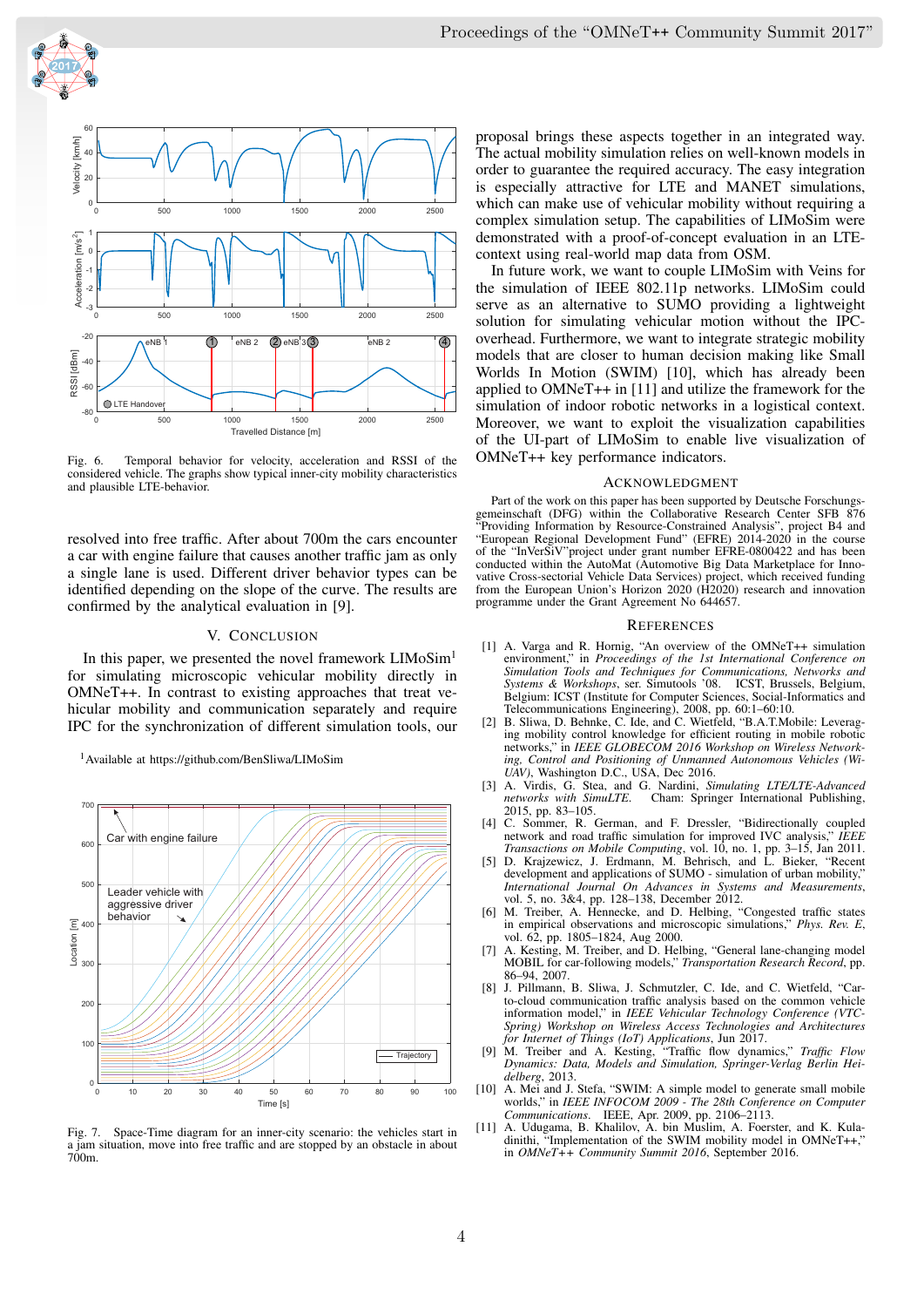Velocity [km/h]
60
40
20
0
0 500 1000 1500 2000 2500

Acceleration [m/s²]
1
0
-1
-2
-3
0 500 1000 1500 2000 2500

RSSI [dBm]
-20
-40
-60
-80
eNB 1 ① eNB 2 ② eNB 3 ③ eNB 2 ④
LTE Handover
0 500 1000 1500 2000 2500
Travelled Distance [m]

Fig. 6. Temporal behavior for velocity, acceleration and RSSI of the considered vehicle. The graphs show typical inner-city mobility characteristics and plausible LTE-behavior.

resolved into free traffic. After about 700m the cars encounter a car with engine failure that causes another traffic jam as only a single lane is used. Different driver behavior types can be identified depending on the slope of the curve. The results are confirmed by the analytical evaluation in [9].

## V. Conclusion

In this paper, we presented the novel framework LIMoSim[1] for simulating microscopic vehicular mobility directly in OMNeT++. In contrast to existing approaches that treat vehicular mobility and communication separately and require IPC for the synchronization of different simulation tools, our proposal brings these aspects together in an integrated way. The actual mobility simulation relies on well-known models in order to guarantee the required accuracy. The easy integration is especially attractive for LTE and MANET simulations, which can make use of vehicular mobility without requiring a complex simulation setup. The capabilities of LIMoSim were demonstrated with a proof-of-concept evaluation in an LTE-context using real-world map data from OSM.

In future work, we want to couple LIMoSim with Veins for the simulation of IEEE 802.11p networks. LIMoSim could serve as an alternative to SUMO providing a lightweight solution for simulating vehicular motion without the IPC-overhead. Furthermore, we want to integrate strategic mobility models that are closer to human decision making like Small Worlds In Motion (SWIM) [10], which has already been applied to OMNeT++ in [11] and utilize the framework for the simulation of indoor robotic networks in a logistical context. Moreover, we want to exploit the visualization capabilities of the UI-part of LIMoSim to enable live visualization of OMNeT++ key performance indicators.

[1]Available at https://github.com/BenSliwa/LIMoSim

Location [m]
700
600
500
400
300
200
100
0
Car with engine failure
Leader vehicle with aggressive driver behavior
Trajectory
0 10 20 30 40 50 60 70 80 90 100
Time [s]

Fig. 7. Space-Time diagram for an inner-city scenario: the vehicles start in a jam situation, move into free traffic and are stopped by an obstacle in about 700m.

## Acknowledgment

Part of the work on this paper has been supported by Deutsche Forschungsgemeinschaft (DFG) within the Collaborative Research Center SFB 876 "Providing Information by Resource-Constrained Analysis", project B4 and "European Regional Development Fund" (EFRE) 2014-2020 in the course of the "InVerSiV"project under grant number EFRE-0800422 and has been conducted within the AutoMat (Automotive Big Data Marketplace for Innovative Cross-sectorial Vehicle Data Services) project, which received funding from the European Union's Horizon 2020 (H2020) research and innovation programme under the Grant Agreement No 644657.

## References

[1] A. Varga and R. Hornig, "An overview of the OMNeT++ simulation environment," in *Proceedings of the 1st International Conference on Simulation Tools and Techniques for Communications, Networks and Systems & Workshops*, ser. Simutools '08. ICST, Brussels, Belgium, Belgium: ICST (Institute for Computer Sciences, Social-Informatics and Telecommunications Engineering), 2008, pp. 60:1–60:10.

[2] B. Sliwa, D. Behnke, C. Ide, and C. Wietfeld, "B.A.T.Mobile: Leveraging mobility control knowledge for efficient routing in mobile robotic networks," in *IEEE GLOBECOM 2016 Workshop on Wireless Networking, Control and Positioning of Unmanned Autonomous Vehicles (Wi-UAV)*, Washington D.C., USA, Dec 2016.

[3] A. Virdis, G. Stea, and G. Nardini, *Simulating LTE/LTE-Advanced networks with SimuLTE*. Cham: Springer International Publishing, 2015, pp. 83–105.

[4] C. Sommer, R. German, and F. Dressler, "Bidirectionally coupled network and road traffic simulation for improved IVC analysis," *IEEE Transactions on Mobile Computing*, vol. 10, no. 1, pp. 3–15, Jan 2011.

[5] D. Krajzewicz, J. Erdmann, M. Behrisch, and L. Bieker, "Recent development and applications of SUMO - simulation of urban mobility," *International Journal On Advances in Systems and Measurements*, vol. 5, no. 3&4, pp. 128–138, December 2012.

[6] M. Treiber, A. Hennecke, and D. Helbing, "Congested traffic states in empirical observations and microscopic simulations," *Phys. Rev. E*, vol. 62, pp. 1805–1824, Aug 2000.

[7] A. Kesting, M. Treiber, and D. Helbing, "General lane-changing model MOBIL for car-following models," *Transportation Research Record*, pp. 86–94, 2007.

[8] J. Pillmann, B. Sliwa, J. Schmutzler, C. Ide, and C. Wietfeld, "Car-to-cloud communication traffic analysis based on the common vehicle information model," in *IEEE Vehicular Technology Conference (VTC-Spring) Workshop on Wireless Access Technologies and Architectures for Internet of Things (IoT) Applications*, Jun 2017.

[9] M. Treiber and A. Kesting, "Traffic flow dynamics," *Traffic Flow Dynamics: Data, Models and Simulation, Springer-Verlag Berlin Heidelberg*, 2013.

[10] A. Mei and J. Stefa, "SWIM: A simple model to generate small mobile worlds," in *IEEE INFOCOM 2009 - The 28th Conference on Computer Communications*. IEEE, Apr. 2009, pp. 2106–2113.

[11] A. Udugama, B. Khalilov, A. bin Muslim, A. Foerster, and K. Kuladinithi, "Implementation of the SWIM mobility model in OMNeT++," in *OMNeT++ Community Summit 2016*, September 2016.